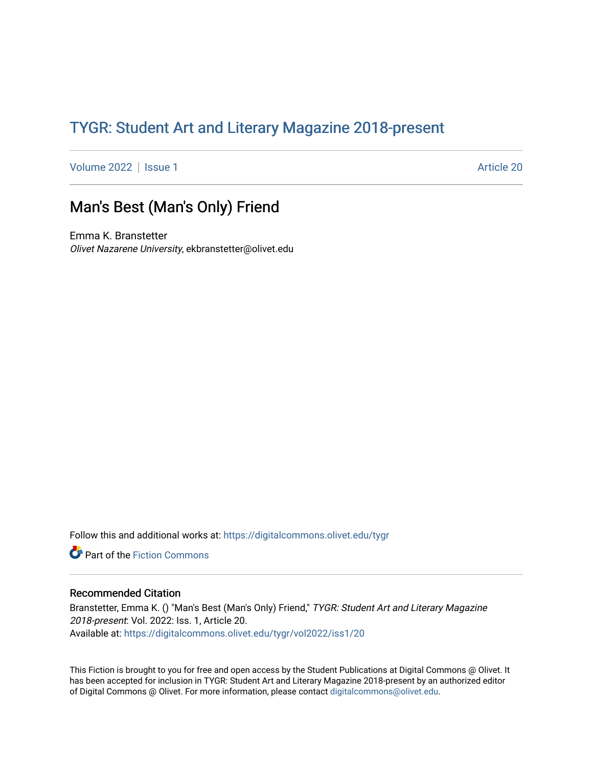# TYGR: Student Art and Literary Magazine 2018-present

Volume 2022 | Issue 1 Article 20

## Man's Best (Man's Only) Friend

Emma K. Branstetter
*Olivet Nazarene University*, ekbranstetter@olivet.edu

Follow this and additional works at: https://digitalcommons.olivet.edu/tygr

Part of the Fiction Commons

### Recommended Citation

Branstetter, Emma K. () "Man's Best (Man's Only) Friend," *TYGR: Student Art and Literary Magazine 2018-present*: Vol. 2022: Iss. 1, Article 20.
Available at: https://digitalcommons.olivet.edu/tygr/vol2022/iss1/20

This Fiction is brought to you for free and open access by the Student Publications at Digital Commons @ Olivet. It has been accepted for inclusion in TYGR: Student Art and Literary Magazine 2018-present by an authorized editor of Digital Commons @ Olivet. For more information, please contact digitalcommons@olivet.edu.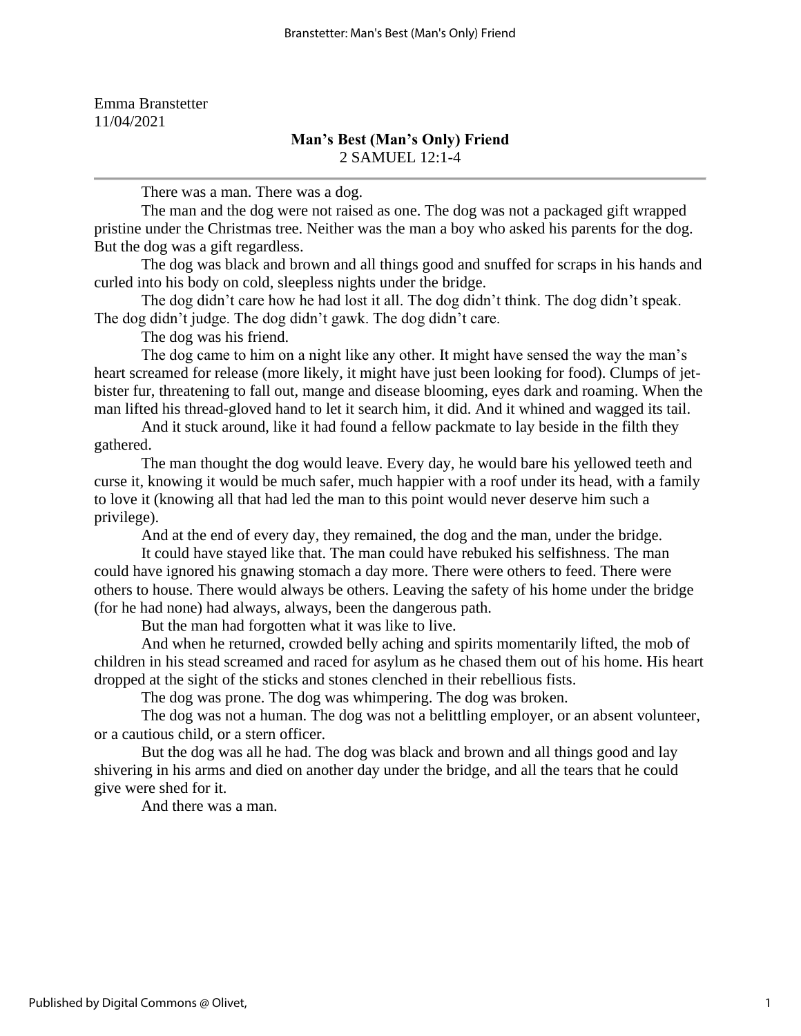Emma Branstetter
11/04/2021

**Man's Best (Man's Only) Friend**
2 SAMUEL 12:1-4

---

There was a man. There was a dog.

The man and the dog were not raised as one. The dog was not a packaged gift wrapped pristine under the Christmas tree. Neither was the man a boy who asked his parents for the dog. But the dog was a gift regardless.

The dog was black and brown and all things good and snuffed for scraps in his hands and curled into his body on cold, sleepless nights under the bridge.

The dog didn't care how he had lost it all. The dog didn't think. The dog didn't speak. The dog didn't judge. The dog didn't gawk. The dog didn't care.

The dog was his friend.

The dog came to him on a night like any other. It might have sensed the way the man's heart screamed for release (more likely, it might have just been looking for food). Clumps of jet-bister fur, threatening to fall out, mange and disease blooming, eyes dark and roaming. When the man lifted his thread-gloved hand to let it search him, it did. And it whined and wagged its tail.

And it stuck around, like it had found a fellow packmate to lay beside in the filth they gathered.

The man thought the dog would leave. Every day, he would bare his yellowed teeth and curse it, knowing it would be much safer, much happier with a roof under its head, with a family to love it (knowing all that had led the man to this point would never deserve him such a privilege).

And at the end of every day, they remained, the dog and the man, under the bridge.

It could have stayed like that. The man could have rebuked his selfishness. The man could have ignored his gnawing stomach a day more. There were others to feed. There were others to house. There would always be others. Leaving the safety of his home under the bridge (for he had none) had always, always, been the dangerous path.

But the man had forgotten what it was like to live.

And when he returned, crowded belly aching and spirits momentarily lifted, the mob of children in his stead screamed and raced for asylum as he chased them out of his home. His heart dropped at the sight of the sticks and stones clenched in their rebellious fists.

The dog was prone. The dog was whimpering. The dog was broken.

The dog was not a human. The dog was not a belittling employer, or an absent volunteer, or a cautious child, or a stern officer.

But the dog was all he had. The dog was black and brown and all things good and lay shivering in his arms and died on another day under the bridge, and all the tears that he could give were shed for it.

And there was a man.